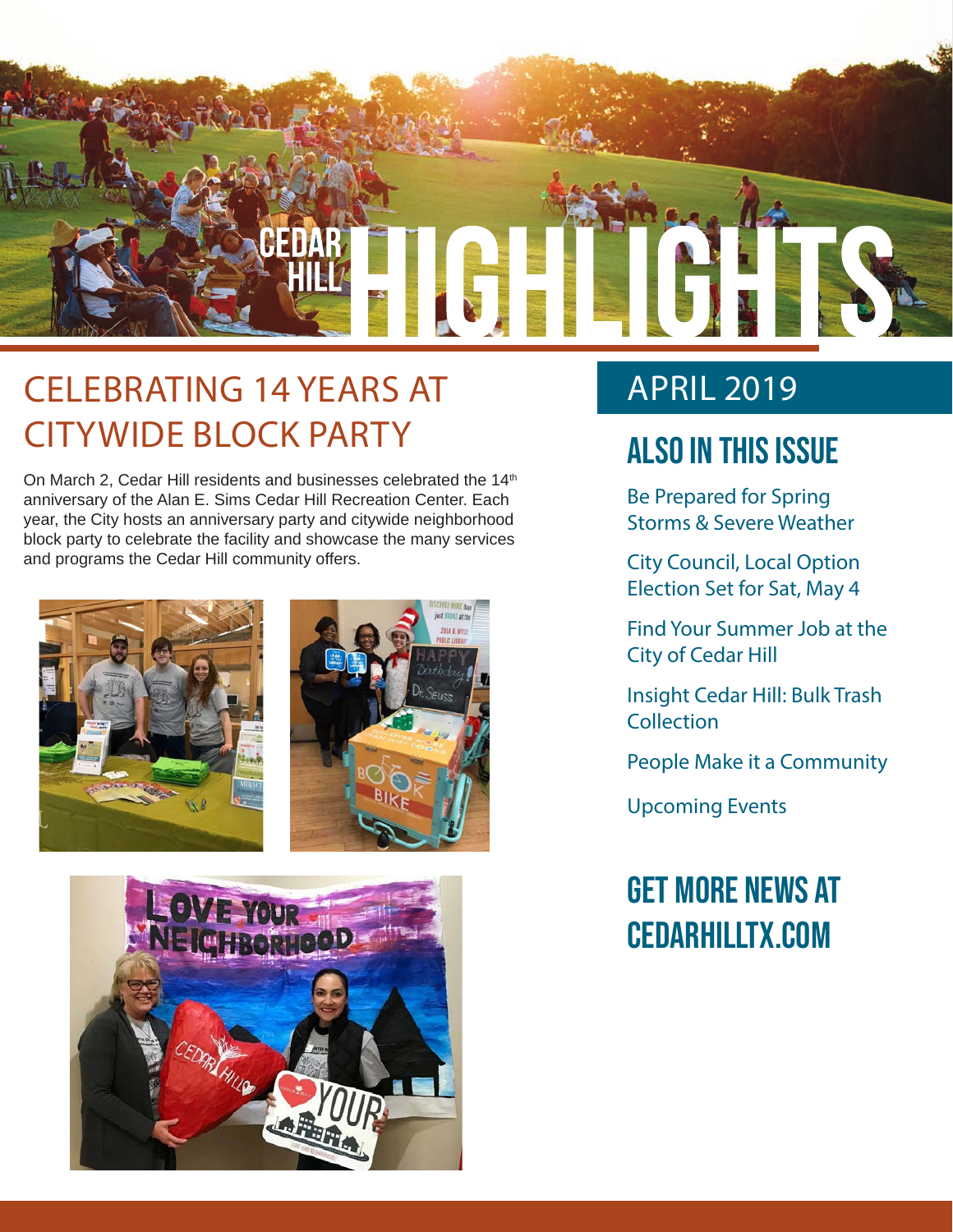# CEDAR HILL HIGHLIGHTS

## CELEBRATING 14 YEARS AT CITYWIDE BLOCK PARTY

On March 2, Cedar Hill residents and businesses celebrated the 14th anniversary of the Alan E. Sims Cedar Hill Recreation Center. Each year, the City hosts an anniversary party and citywide neighborhood block party to celebrate the facility and showcase the many services and programs the Cedar Hill community offers.

## APRIL 2019

## ALSO IN THIS ISSUE

Be Prepared for Spring Storms & Severe Weather

City Council, Local Option Election Set for Sat, May 4

Find Your Summer Job at the City of Cedar Hill

Insight Cedar Hill: Bulk Trash Collection

People Make it a Community

Upcoming Events

## GET MORE NEWS AT CEDARHILLTX.COM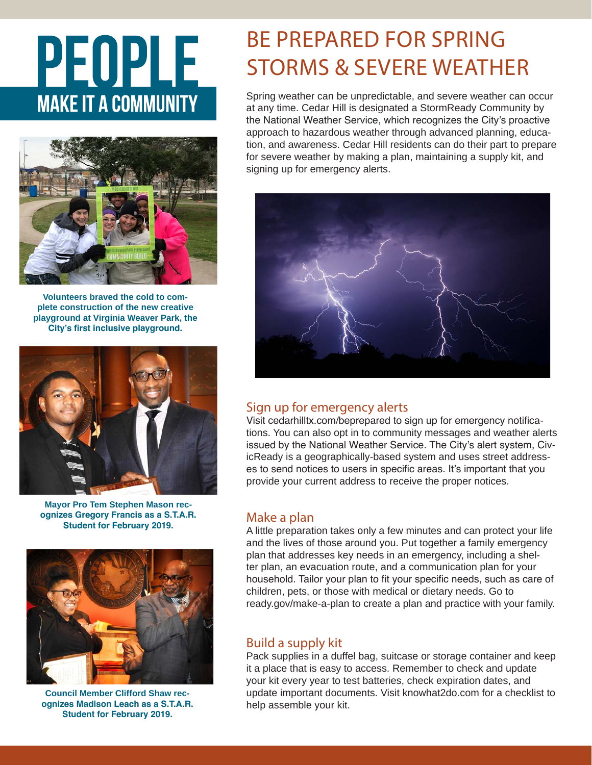# PEOPLE

## MAKE IT A COMMUNITY

**Volunteers braved the cold to complete construction of the new creative playground at Virginia Weaver Park, the City's first inclusive playground.**

**Mayor Pro Tem Stephen Mason recognizes Gregory Francis as a S.T.A.R. Student for February 2019.**

**Council Member Clifford Shaw recognizes Madison Leach as a S.T.A.R. Student for February 2019.**

# BE PREPARED FOR SPRING STORMS & SEVERE WEATHER

Spring weather can be unpredictable, and severe weather can occur at any time. Cedar Hill is designated a StormReady Community by the National Weather Service, which recognizes the City's proactive approach to hazardous weather through advanced planning, education, and awareness. Cedar Hill residents can do their part to prepare for severe weather by making a plan, maintaining a supply kit, and signing up for emergency alerts.

## Sign up for emergency alerts

Visit cedarhilltx.com/beprepared to sign up for emergency notifications. You can also opt in to community messages and weather alerts issued by the National Weather Service. The City's alert system, CivicReady is a geographically-based system and uses street addresses to send notices to users in specific areas. It's important that you provide your current address to receive the proper notices.

## Make a plan

A little preparation takes only a few minutes and can protect your life and the lives of those around you. Put together a family emergency plan that addresses key needs in an emergency, including a shelter plan, an evacuation route, and a communication plan for your household. Tailor your plan to fit your specific needs, such as care of children, pets, or those with medical or dietary needs. Go to ready.gov/make-a-plan to create a plan and practice with your family.

## Build a supply kit

Pack supplies in a duffel bag, suitcase or storage container and keep it a place that is easy to access. Remember to check and update your kit every year to test batteries, check expiration dates, and update important documents. Visit knowhat2do.com for a checklist to help assemble your kit.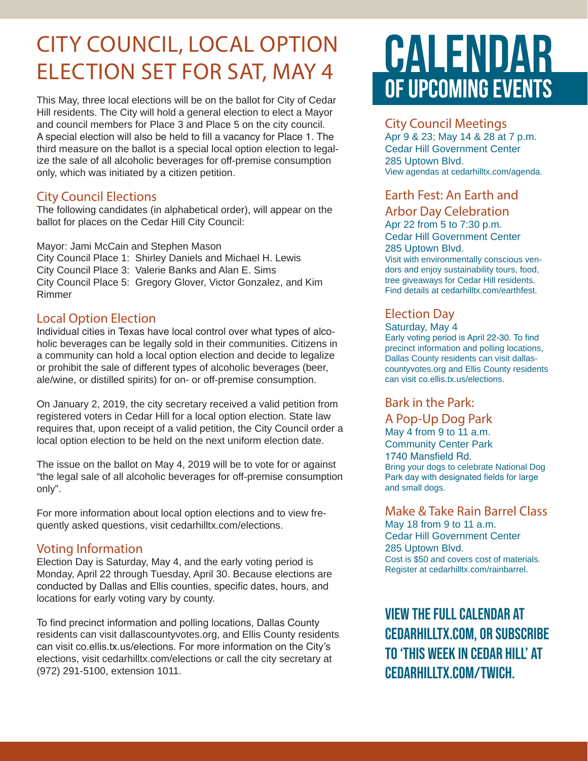# CITY COUNCIL, LOCAL OPTION ELECTION SET FOR SAT, MAY 4

This May, three local elections will be on the ballot for City of Cedar Hill residents. The City will hold a general election to elect a Mayor and council members for Place 3 and Place 5 on the city council. A special election will also be held to fill a vacancy for Place 1. The third measure on the ballot is a special local option election to legalize the sale of all alcoholic beverages for off-premise consumption only, which was initiated by a citizen petition.

## City Council Elections

The following candidates (in alphabetical order), will appear on the ballot for places on the Cedar Hill City Council:

Mayor: Jami McCain and Stephen Mason
City Council Place 1: Shirley Daniels and Michael H. Lewis
City Council Place 3: Valerie Banks and Alan E. Sims
City Council Place 5: Gregory Glover, Victor Gonzalez, and Kim Rimmer

## Local Option Election

Individual cities in Texas have local control over what types of alcoholic beverages can be legally sold in their communities. Citizens in a community can hold a local option election and decide to legalize or prohibit the sale of different types of alcoholic beverages (beer, ale/wine, or distilled spirits) for on- or off-premise consumption.

On January 2, 2019, the city secretary received a valid petition from registered voters in Cedar Hill for a local option election. State law requires that, upon receipt of a valid petition, the City Council order a local option election to be held on the next uniform election date.

The issue on the ballot on May 4, 2019 will be to vote for or against "the legal sale of all alcoholic beverages for off-premise consumption only".

For more information about local option elections and to view frequently asked questions, visit cedarhilltx.com/elections.

## Voting Information

Election Day is Saturday, May 4, and the early voting period is Monday, April 22 through Tuesday, April 30. Because elections are conducted by Dallas and Ellis counties, specific dates, hours, and locations for early voting vary by county.

To find precinct information and polling locations, Dallas County residents can visit dallascountyvotes.org, and Ellis County residents can visit co.ellis.tx.us/elections. For more information on the City's elections, visit cedarhilltx.com/elections or call the city secretary at (972) 291-5100, extension 1011.

# CALENDAR OF UPCOMING EVENTS

## City Council Meetings

Apr 9 & 23; May 14 & 28 at 7 p.m.
Cedar Hill Government Center
285 Uptown Blvd.
View agendas at cedarhilltx.com/agenda.

## Earth Fest: An Earth and Arbor Day Celebration

Apr 22 from 5 to 7:30 p.m.
Cedar Hill Government Center
285 Uptown Blvd.
Visit with environmentally conscious vendors and enjoy sustainability tours, food, tree giveaways for Cedar Hill residents. Find details at cedarhilltx.com/earthfest.

## Election Day

Saturday, May 4
Early voting period is April 22-30. To find precinct information and polling locations, Dallas County residents can visit dallascountyvotes.org and Ellis County residents can visit co.ellis.tx.us/elections.

## Bark in the Park: A Pop-Up Dog Park

May 4 from 9 to 11 a.m.
Community Center Park
1740 Mansfield Rd.
Bring your dogs to celebrate National Dog Park day with designated fields for large and small dogs.

## Make & Take Rain Barrel Class

May 18 from 9 to 11 a.m.
Cedar Hill Government Center
285 Uptown Blvd.
Cost is $50 and covers cost of materials. Register at cedarhilltx.com/rainbarrel.

**VIEW THE FULL CALENDAR AT CEDARHILLTX.COM, OR SUBSCRIBE TO 'THIS WEEK IN CEDAR HILL' AT CEDARHILLTX.COM/TWICH.**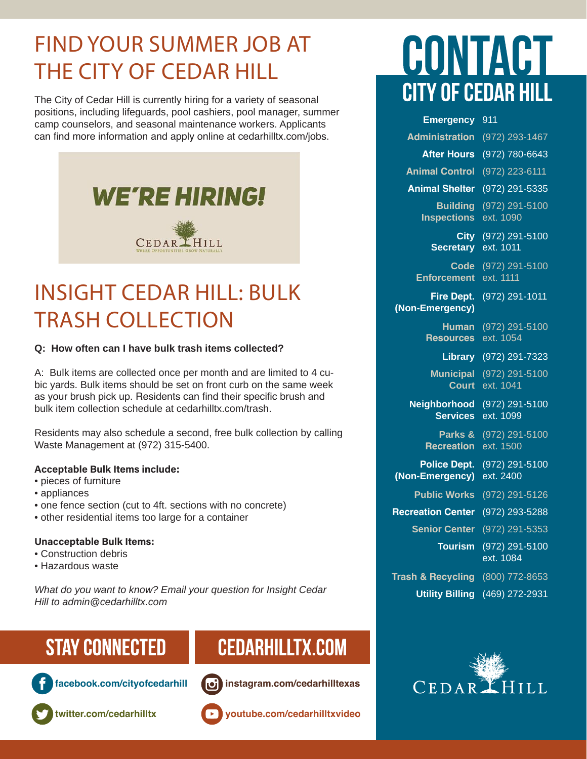# FIND YOUR SUMMER JOB AT THE CITY OF CEDAR HILL

The City of Cedar Hill is currently hiring for a variety of seasonal positions, including lifeguards, pool cashiers, pool manager, summer camp counselors, and seasonal maintenance workers. Applicants can find more information and apply online at cedarhilltx.com/jobs.

WE'RE HIRING!

CEDAR HILL
WHERE OPPORTUNITIES GROW NATURALLY

# INSIGHT CEDAR HILL: BULK TRASH COLLECTION

**Q: How often can I have bulk trash items collected?**

A: Bulk items are collected once per month and are limited to 4 cubic yards. Bulk items should be set on front curb on the same week as your brush pick up. Residents can find their specific brush and bulk item collection schedule at cedarhilltx.com/trash.

Residents may also schedule a second, free bulk collection by calling Waste Management at (972) 315-5400.

**Acceptable Bulk Items include:**
- pieces of furniture
- appliances
- one fence section (cut to 4ft. sections with no concrete)
- other residential items too large for a container

**Unacceptable Bulk Items:**
- Construction debris
- Hazardous waste

*What do you want to know? Email your question for Insight Cedar Hill to admin@cedarhilltx.com*

## STAY CONNECTED

## CEDARHILLTX.COM

facebook.com/cityofcedarhill

instagram.com/cedarhilltexas

twitter.com/cedarhilltx

youtube.com/cedarhilltxvideo

# CONTACT
## CITY OF CEDAR HILL

| | |
|---|---|
| Emergency | 911 |
| Administration | (972) 293-1467 |
| After Hours | (972) 780-6643 |
| Animal Control | (972) 223-6111 |
| Animal Shelter | (972) 291-5335 |
| Building Inspections | (972) 291-5100 ext. 1090 |
| City Secretary | (972) 291-5100 ext. 1011 |
| Code Enforcement | (972) 291-5100 ext. 1111 |
| Fire Dept. (Non-Emergency) | (972) 291-1011 |
| Human Resources | (972) 291-5100 ext. 1054 |
| Library | (972) 291-7323 |
| Municipal Court | (972) 291-5100 ext. 1041 |
| Neighborhood Services | (972) 291-5100 ext. 1099 |
| Parks & Recreation | (972) 291-5100 ext. 1500 |
| Police Dept. (Non-Emergency) | (972) 291-5100 ext. 2400 |
| Public Works | (972) 291-5126 |
| Recreation Center | (972) 293-5288 |
| Senior Center | (972) 291-5353 |
| Tourism | (972) 291-5100 ext. 1084 |
| Trash & Recycling | (800) 772-8653 |
| Utility Billing | (469) 272-2931 |

CEDAR HILL